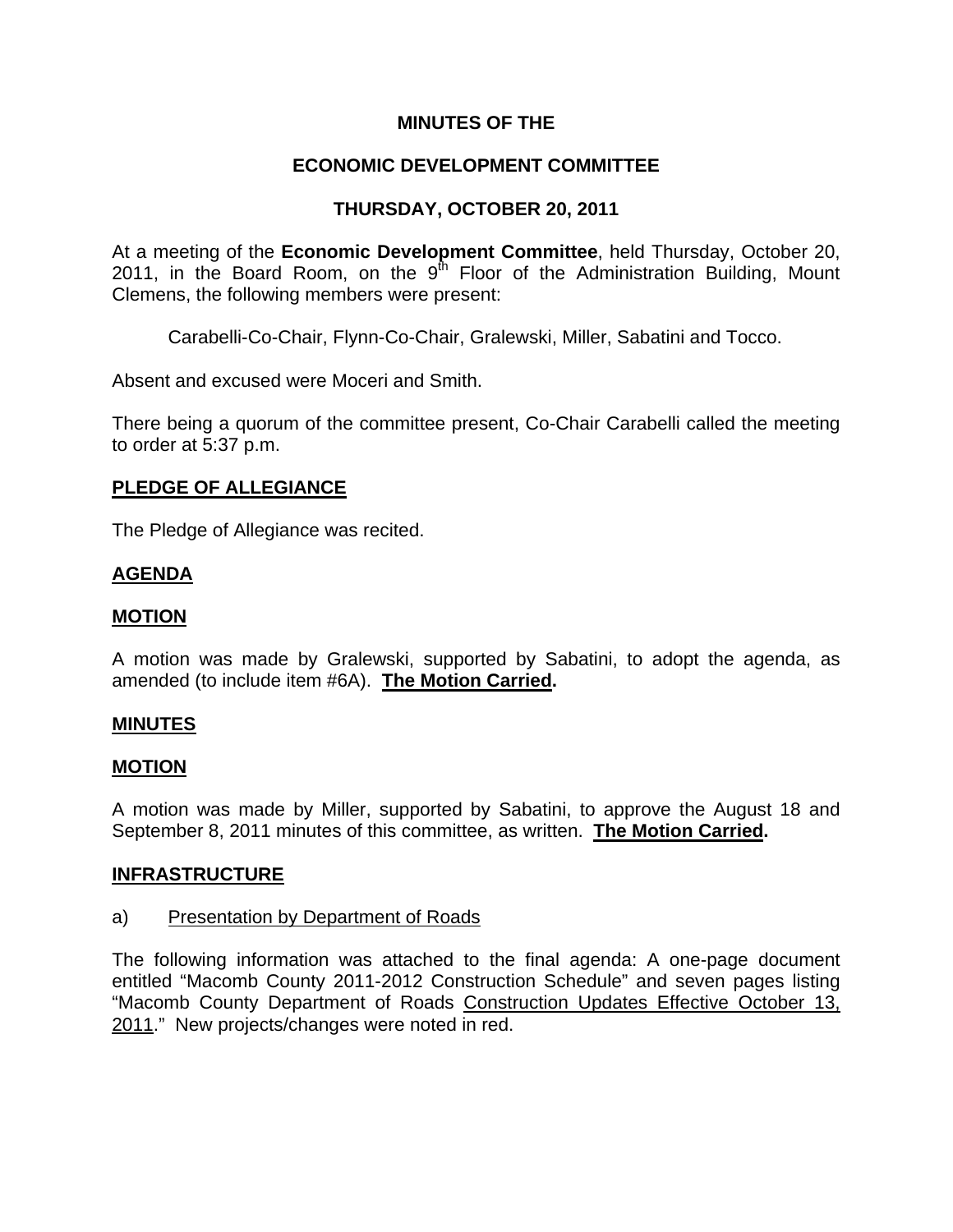**MINUTES OF THE**

**ECONOMIC DEVELOPMENT COMMITTEE**

**THURSDAY, OCTOBER 20, 2011**

At a meeting of the **Economic Development Committee**, held Thursday, October 20, 2011, in the Board Room, on the 9th Floor of the Administration Building, Mount Clemens, the following members were present:

Carabelli-Co-Chair, Flynn-Co-Chair, Gralewski, Miller, Sabatini and Tocco.

Absent and excused were Moceri and Smith.

There being a quorum of the committee present, Co-Chair Carabelli called the meeting to order at 5:37 p.m.

**PLEDGE OF ALLEGIANCE**

The Pledge of Allegiance was recited.

**AGENDA**

**MOTION**

A motion was made by Gralewski, supported by Sabatini, to adopt the agenda, as amended (to include item #6A). **The Motion Carried.**

**MINUTES**

**MOTION**

A motion was made by Miller, supported by Sabatini, to approve the August 18 and September 8, 2011 minutes of this committee, as written. **The Motion Carried.**

**INFRASTRUCTURE**

a) Presentation by Department of Roads

The following information was attached to the final agenda: A one-page document entitled "Macomb County 2011-2012 Construction Schedule" and seven pages listing "Macomb County Department of Roads Construction Updates Effective October 13, 2011." New projects/changes were noted in red.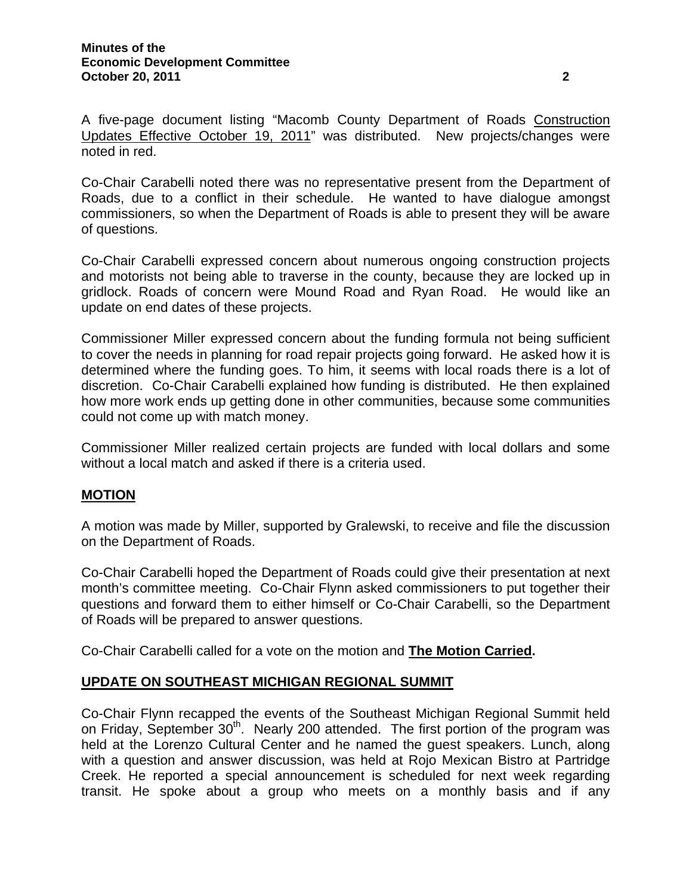A five-page document listing "Macomb County Department of Roads Construction Updates Effective October 19, 2011" was distributed. New projects/changes were noted in red.

Co-Chair Carabelli noted there was no representative present from the Department of Roads, due to a conflict in their schedule. He wanted to have dialogue amongst commissioners, so when the Department of Roads is able to present they will be aware of questions.

Co-Chair Carabelli expressed concern about numerous ongoing construction projects and motorists not being able to traverse in the county, because they are locked up in gridlock. Roads of concern were Mound Road and Ryan Road. He would like an update on end dates of these projects.

Commissioner Miller expressed concern about the funding formula not being sufficient to cover the needs in planning for road repair projects going forward. He asked how it is determined where the funding goes. To him, it seems with local roads there is a lot of discretion. Co-Chair Carabelli explained how funding is distributed. He then explained how more work ends up getting done in other communities, because some communities could not come up with match money.

Commissioner Miller realized certain projects are funded with local dollars and some without a local match and asked if there is a criteria used.

## MOTION

A motion was made by Miller, supported by Gralewski, to receive and file the discussion on the Department of Roads.

Co-Chair Carabelli hoped the Department of Roads could give their presentation at next month's committee meeting. Co-Chair Flynn asked commissioners to put together their questions and forward them to either himself or Co-Chair Carabelli, so the Department of Roads will be prepared to answer questions.

Co-Chair Carabelli called for a vote on the motion and **The Motion Carried.**

## UPDATE ON SOUTHEAST MICHIGAN REGIONAL SUMMIT

Co-Chair Flynn recapped the events of the Southeast Michigan Regional Summit held on Friday, September 30th. Nearly 200 attended. The first portion of the program was held at the Lorenzo Cultural Center and he named the guest speakers. Lunch, along with a question and answer discussion, was held at Rojo Mexican Bistro at Partridge Creek. He reported a special announcement is scheduled for next week regarding transit. He spoke about a group who meets on a monthly basis and if any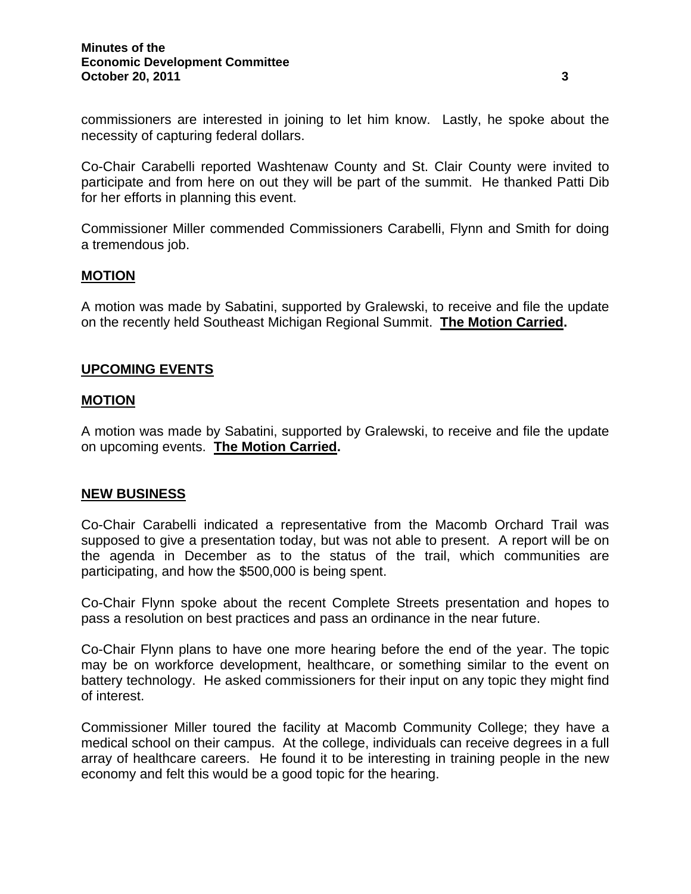commissioners are interested in joining to let him know. Lastly, he spoke about the necessity of capturing federal dollars.

Co-Chair Carabelli reported Washtenaw County and St. Clair County were invited to participate and from here on out they will be part of the summit. He thanked Patti Dib for her efforts in planning this event.

Commissioner Miller commended Commissioners Carabelli, Flynn and Smith for doing a tremendous job.

**MOTION**

A motion was made by Sabatini, supported by Gralewski, to receive and file the update on the recently held Southeast Michigan Regional Summit. **The Motion Carried.**

**UPCOMING EVENTS**

**MOTION**

A motion was made by Sabatini, supported by Gralewski, to receive and file the update on upcoming events. **The Motion Carried.**

**NEW BUSINESS**

Co-Chair Carabelli indicated a representative from the Macomb Orchard Trail was supposed to give a presentation today, but was not able to present. A report will be on the agenda in December as to the status of the trail, which communities are participating, and how the $500,000 is being spent.

Co-Chair Flynn spoke about the recent Complete Streets presentation and hopes to pass a resolution on best practices and pass an ordinance in the near future.

Co-Chair Flynn plans to have one more hearing before the end of the year. The topic may be on workforce development, healthcare, or something similar to the event on battery technology. He asked commissioners for their input on any topic they might find of interest.

Commissioner Miller toured the facility at Macomb Community College; they have a medical school on their campus. At the college, individuals can receive degrees in a full array of healthcare careers. He found it to be interesting in training people in the new economy and felt this would be a good topic for the hearing.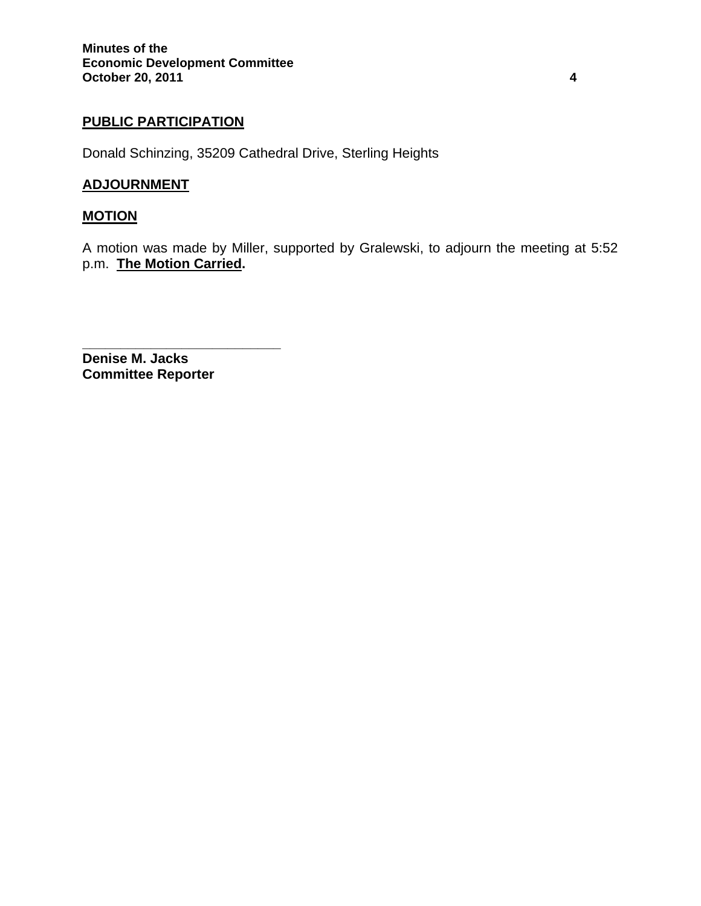**PUBLIC PARTICIPATION**

Donald Schinzing, 35209 Cathedral Drive, Sterling Heights

**ADJOURNMENT**

**MOTION**

A motion was made by Miller, supported by Gralewski, to adjourn the meeting at 5:52 p.m. **The Motion Carried.**

\_\_\_\_\_\_\_\_\_\_\_\_\_\_\_\_\_\_\_\_\_\_\_\_\_\_\_\_

**Denise M. Jacks**
**Committee Reporter**